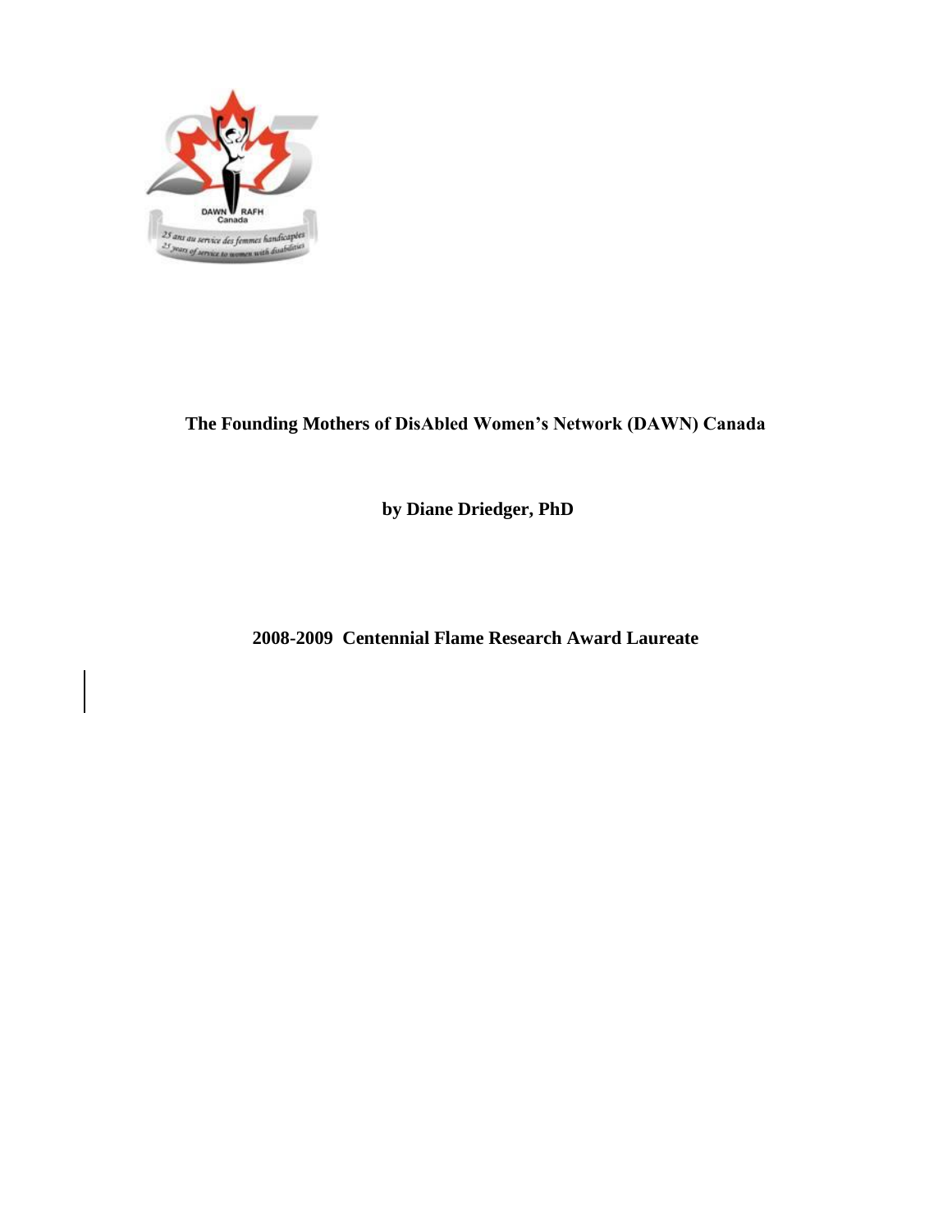# The Founding Mothers of DisAbled Women's Network (DAWN) Canada

**by Diane Driedger, PhD**

**2008-2009 Centennial Flame Research Award Laureate**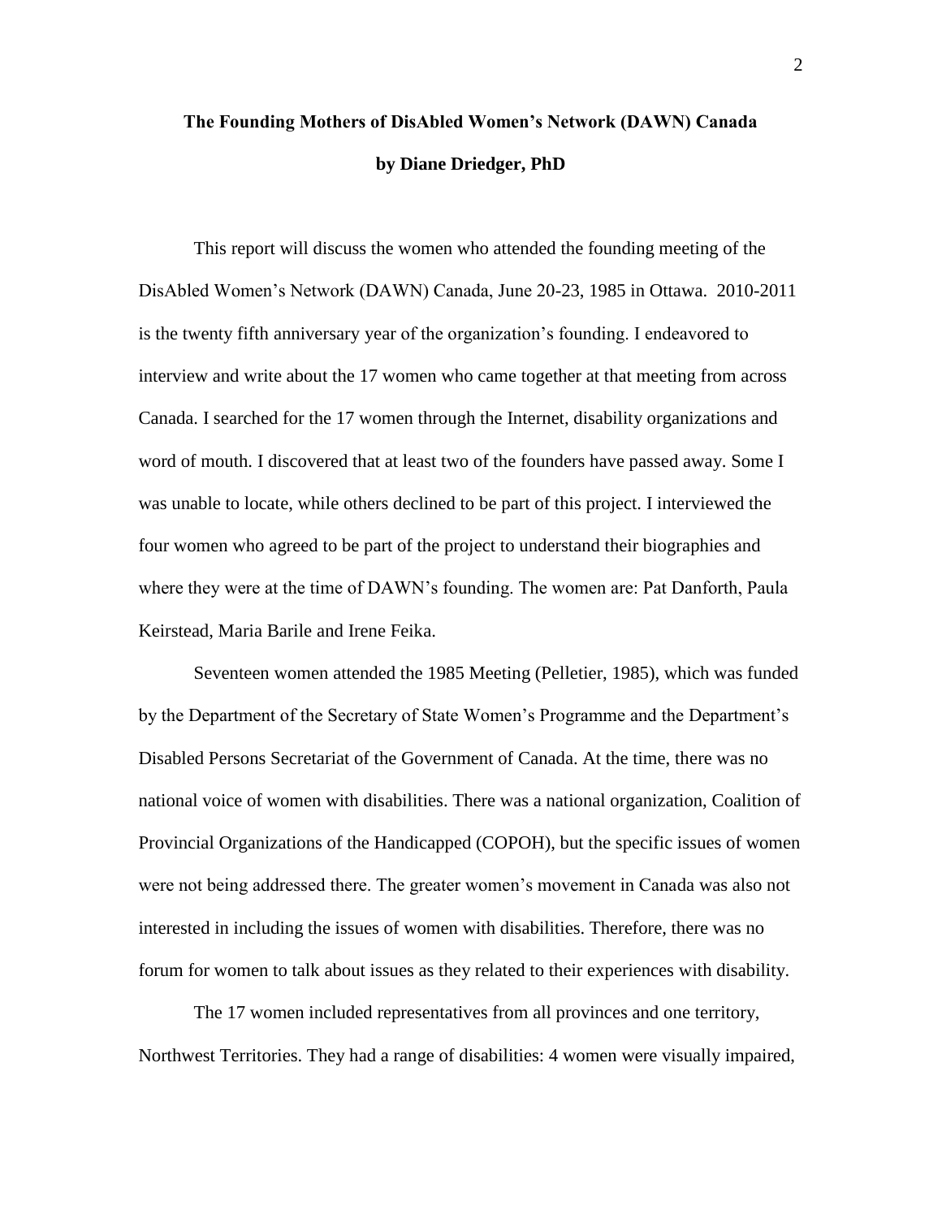# The Founding Mothers of DisAbled Women's Network (DAWN) Canada

**by Diane Driedger, PhD**

This report will discuss the women who attended the founding meeting of the DisAbled Women's Network (DAWN) Canada, June 20-23, 1985 in Ottawa. 2010-2011 is the twenty fifth anniversary year of the organization's founding. I endeavored to interview and write about the 17 women who came together at that meeting from across Canada. I searched for the 17 women through the Internet, disability organizations and word of mouth. I discovered that at least two of the founders have passed away. Some I was unable to locate, while others declined to be part of this project. I interviewed the four women who agreed to be part of the project to understand their biographies and where they were at the time of DAWN's founding. The women are: Pat Danforth, Paula Keirstead, Maria Barile and Irene Feika.

Seventeen women attended the 1985 Meeting (Pelletier, 1985), which was funded by the Department of the Secretary of State Women's Programme and the Department's Disabled Persons Secretariat of the Government of Canada. At the time, there was no national voice of women with disabilities. There was a national organization, Coalition of Provincial Organizations of the Handicapped (COPOH), but the specific issues of women were not being addressed there. The greater women's movement in Canada was also not interested in including the issues of women with disabilities. Therefore, there was no forum for women to talk about issues as they related to their experiences with disability.

The 17 women included representatives from all provinces and one territory, Northwest Territories. They had a range of disabilities: 4 women were visually impaired,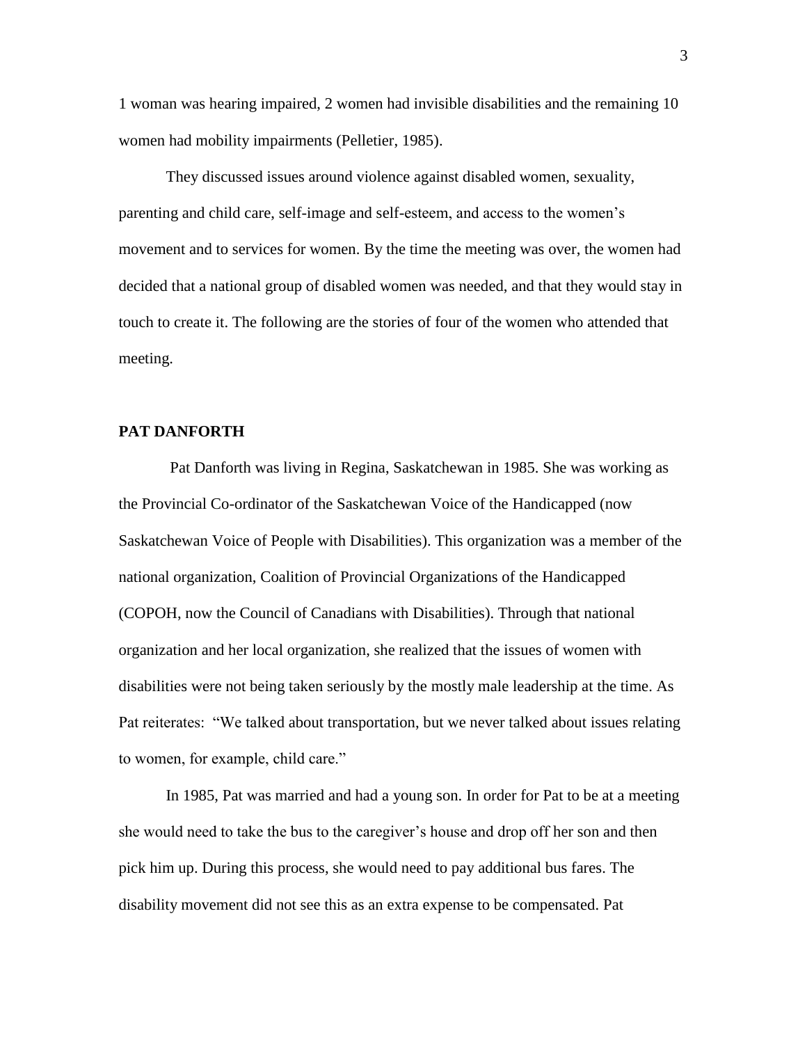1 woman was hearing impaired, 2 women had invisible disabilities and the remaining 10 women had mobility impairments (Pelletier, 1985).

They discussed issues around violence against disabled women, sexuality, parenting and child care, self-image and self-esteem, and access to the women's movement and to services for women. By the time the meeting was over, the women had decided that a national group of disabled women was needed, and that they would stay in touch to create it. The following are the stories of four of the women who attended that meeting.

## PAT DANFORTH

Pat Danforth was living in Regina, Saskatchewan in 1985. She was working as the Provincial Co-ordinator of the Saskatchewan Voice of the Handicapped (now Saskatchewan Voice of People with Disabilities). This organization was a member of the national organization, Coalition of Provincial Organizations of the Handicapped (COPOH, now the Council of Canadians with Disabilities). Through that national organization and her local organization, she realized that the issues of women with disabilities were not being taken seriously by the mostly male leadership at the time. As Pat reiterates: "We talked about transportation, but we never talked about issues relating to women, for example, child care."

In 1985, Pat was married and had a young son. In order for Pat to be at a meeting she would need to take the bus to the caregiver's house and drop off her son and then pick him up. During this process, she would need to pay additional bus fares. The disability movement did not see this as an extra expense to be compensated. Pat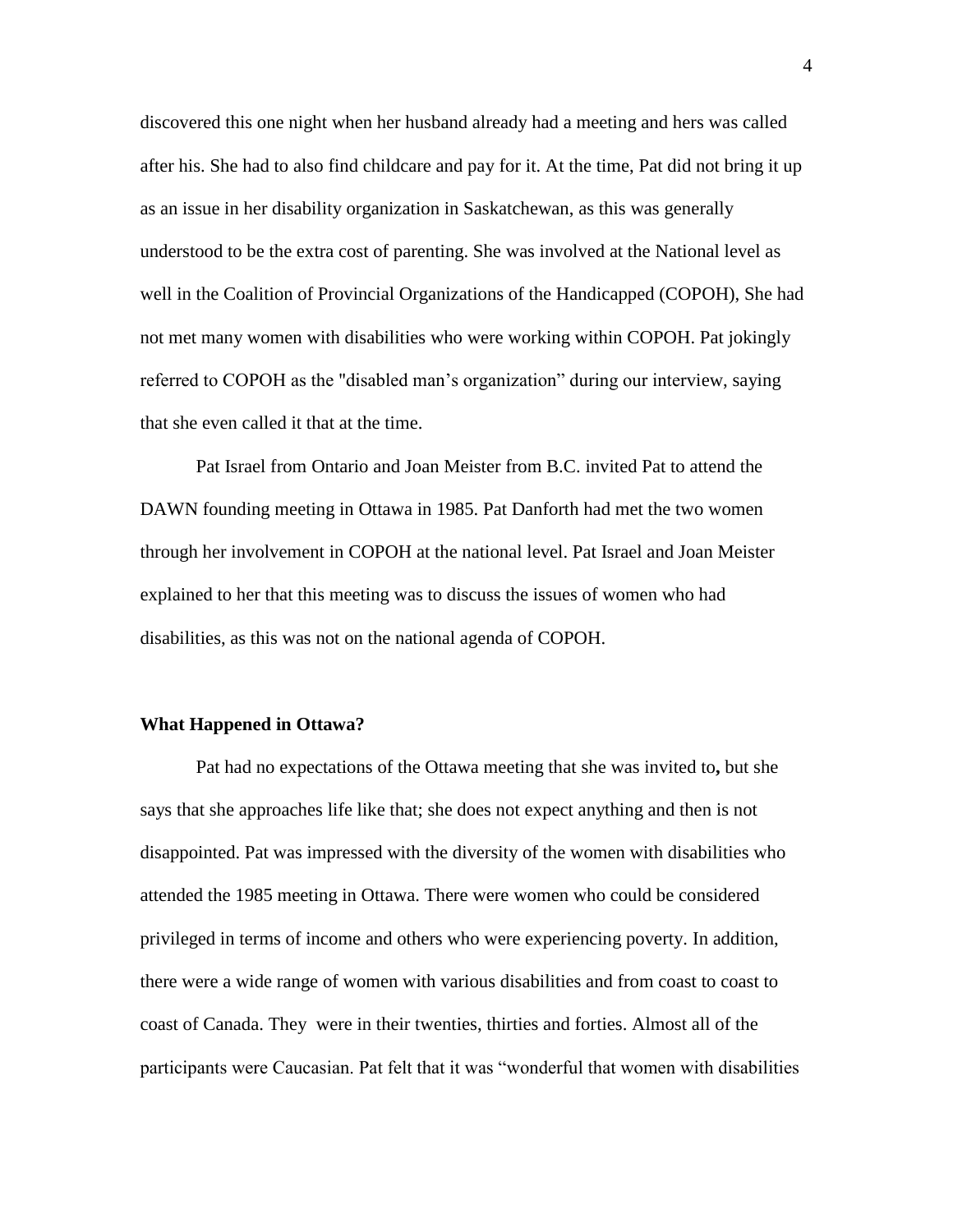discovered this one night when her husband already had a meeting and hers was called after his. She had to also find childcare and pay for it. At the time, Pat did not bring it up as an issue in her disability organization in Saskatchewan, as this was generally understood to be the extra cost of parenting. She was involved at the National level as well in the Coalition of Provincial Organizations of the Handicapped (COPOH), She had not met many women with disabilities who were working within COPOH. Pat jokingly referred to COPOH as the "disabled man's organization" during our interview, saying that she even called it that at the time.

Pat Israel from Ontario and Joan Meister from B.C. invited Pat to attend the DAWN founding meeting in Ottawa in 1985. Pat Danforth had met the two women through her involvement in COPOH at the national level. Pat Israel and Joan Meister explained to her that this meeting was to discuss the issues of women who had disabilities, as this was not on the national agenda of COPOH.

**What Happened in Ottawa?**

Pat had no expectations of the Ottawa meeting that she was invited to**,** but she says that she approaches life like that; she does not expect anything and then is not disappointed. Pat was impressed with the diversity of the women with disabilities who attended the 1985 meeting in Ottawa. There were women who could be considered privileged in terms of income and others who were experiencing poverty. In addition, there were a wide range of women with various disabilities and from coast to coast to coast of Canada. They were in their twenties, thirties and forties. Almost all of the participants were Caucasian. Pat felt that it was "wonderful that women with disabilities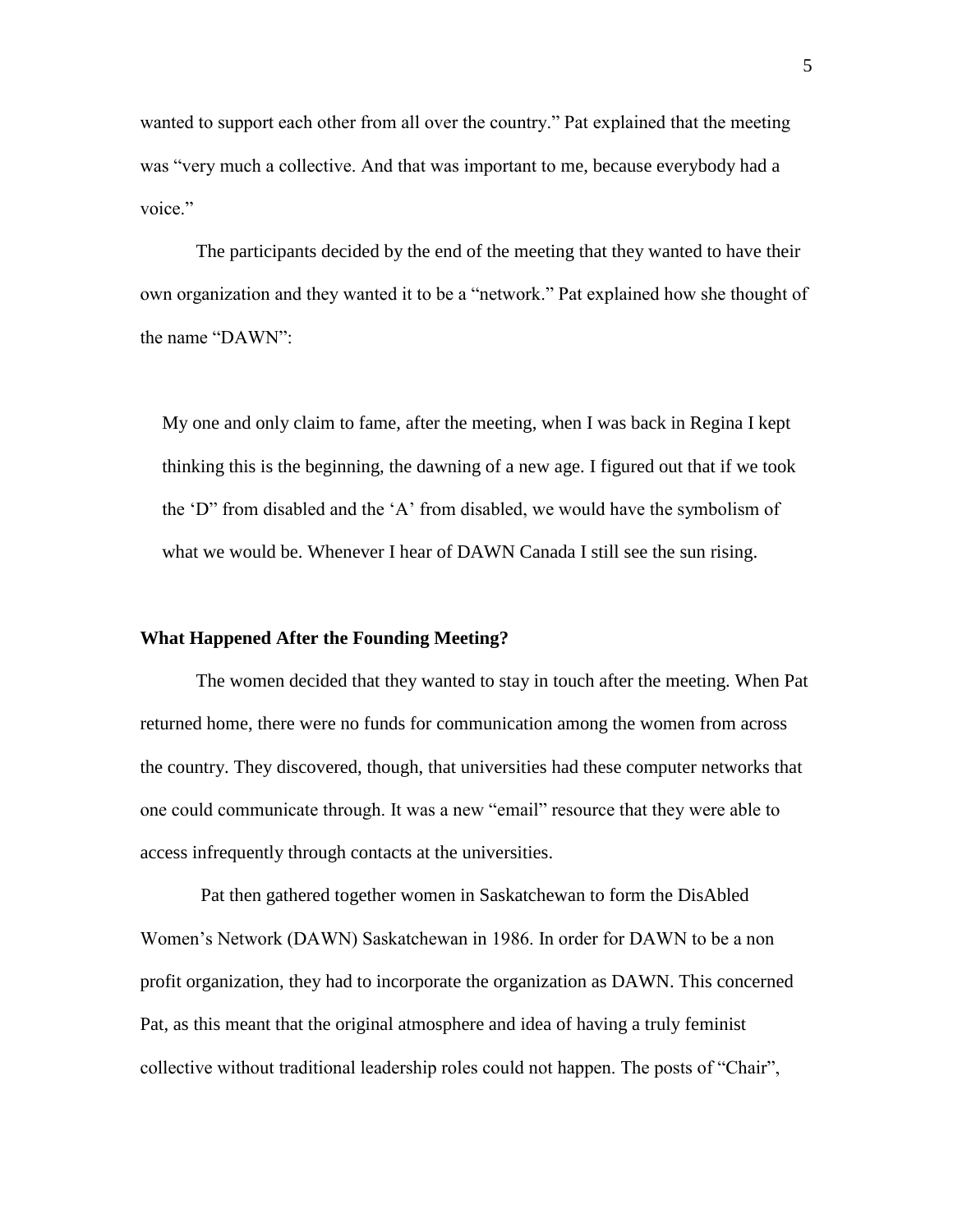wanted to support each other from all over the country." Pat explained that the meeting was "very much a collective. And that was important to me, because everybody had a voice."

The participants decided by the end of the meeting that they wanted to have their own organization and they wanted it to be a "network." Pat explained how she thought of the name "DAWN":

> My one and only claim to fame, after the meeting, when I was back in Regina I kept thinking this is the beginning, the dawning of a new age. I figured out that if we took the 'D" from disabled and the 'A' from disabled, we would have the symbolism of what we would be. Whenever I hear of DAWN Canada I still see the sun rising.

**What Happened After the Founding Meeting?**

The women decided that they wanted to stay in touch after the meeting. When Pat returned home, there were no funds for communication among the women from across the country. They discovered, though, that universities had these computer networks that one could communicate through. It was a new "email" resource that they were able to access infrequently through contacts at the universities.

Pat then gathered together women in Saskatchewan to form the DisAbled Women's Network (DAWN) Saskatchewan in 1986. In order for DAWN to be a non profit organization, they had to incorporate the organization as DAWN. This concerned Pat, as this meant that the original atmosphere and idea of having a truly feminist collective without traditional leadership roles could not happen. The posts of "Chair",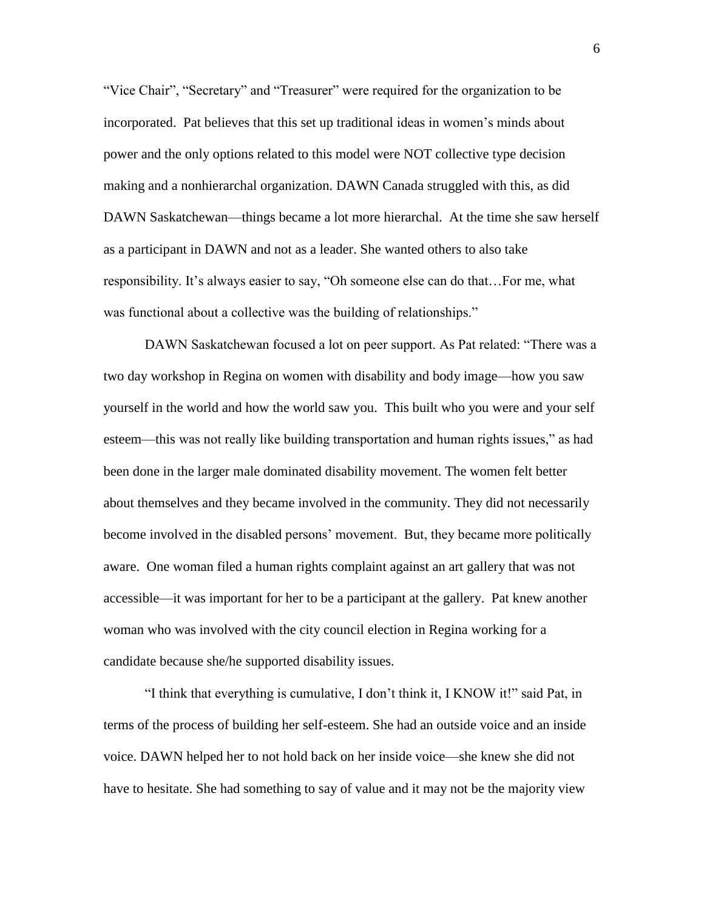"Vice Chair", "Secretary" and "Treasurer" were required for the organization to be incorporated. Pat believes that this set up traditional ideas in women's minds about power and the only options related to this model were NOT collective type decision making and a nonhierarchal organization. DAWN Canada struggled with this, as did DAWN Saskatchewan—things became a lot more hierarchal. At the time she saw herself as a participant in DAWN and not as a leader. She wanted others to also take responsibility. It's always easier to say, "Oh someone else can do that…For me, what was functional about a collective was the building of relationships."

DAWN Saskatchewan focused a lot on peer support. As Pat related: "There was a two day workshop in Regina on women with disability and body image—how you saw yourself in the world and how the world saw you. This built who you were and your self esteem—this was not really like building transportation and human rights issues," as had been done in the larger male dominated disability movement. The women felt better about themselves and they became involved in the community. They did not necessarily become involved in the disabled persons' movement. But, they became more politically aware. One woman filed a human rights complaint against an art gallery that was not accessible—it was important for her to be a participant at the gallery. Pat knew another woman who was involved with the city council election in Regina working for a candidate because she/he supported disability issues.

"I think that everything is cumulative, I don't think it, I KNOW it!" said Pat, in terms of the process of building her self-esteem. She had an outside voice and an inside voice. DAWN helped her to not hold back on her inside voice—she knew she did not have to hesitate. She had something to say of value and it may not be the majority view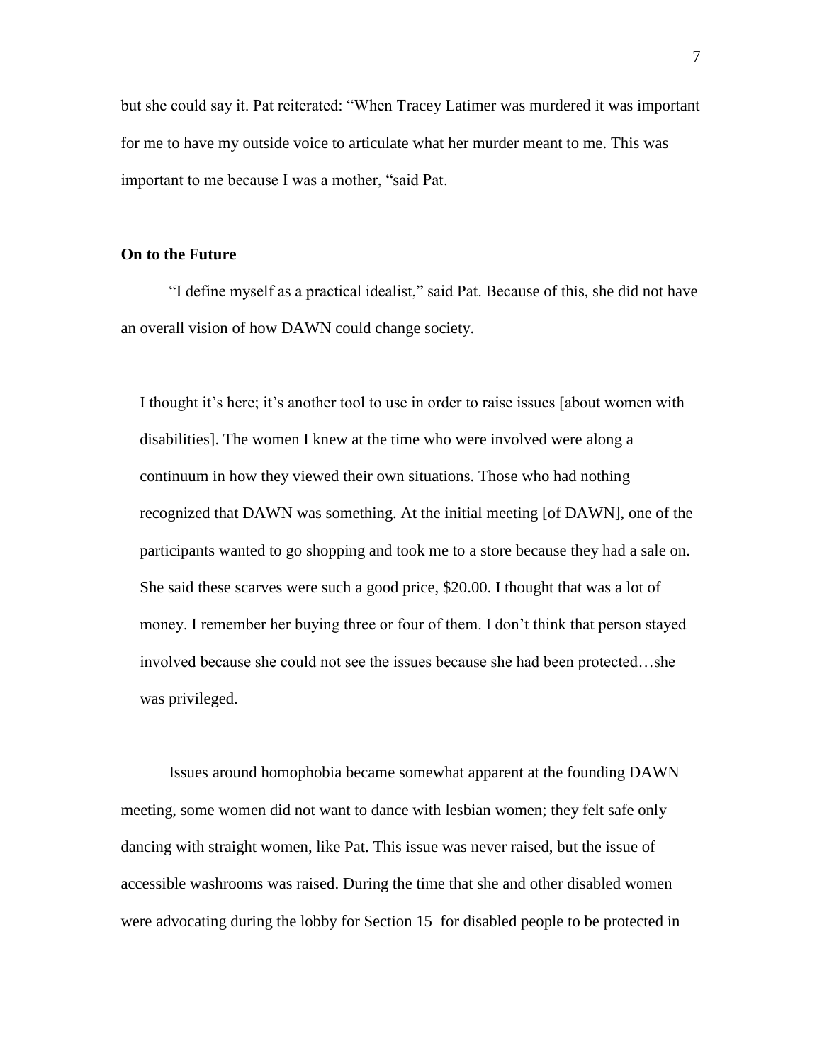but she could say it. Pat reiterated: "When Tracey Latimer was murdered it was important for me to have my outside voice to articulate what her murder meant to me. This was important to me because I was a mother, "said Pat.

**On to the Future**

"I define myself as a practical idealist," said Pat. Because of this, she did not have an overall vision of how DAWN could change society.

> I thought it's here; it's another tool to use in order to raise issues [about women with disabilities]. The women I knew at the time who were involved were along a continuum in how they viewed their own situations. Those who had nothing recognized that DAWN was something. At the initial meeting [of DAWN], one of the participants wanted to go shopping and took me to a store because they had a sale on. She said these scarves were such a good price, $20.00. I thought that was a lot of money. I remember her buying three or four of them. I don't think that person stayed involved because she could not see the issues because she had been protected…she was privileged.

Issues around homophobia became somewhat apparent at the founding DAWN meeting, some women did not want to dance with lesbian women; they felt safe only dancing with straight women, like Pat. This issue was never raised, but the issue of accessible washrooms was raised. During the time that she and other disabled women were advocating during the lobby for Section 15 for disabled people to be protected in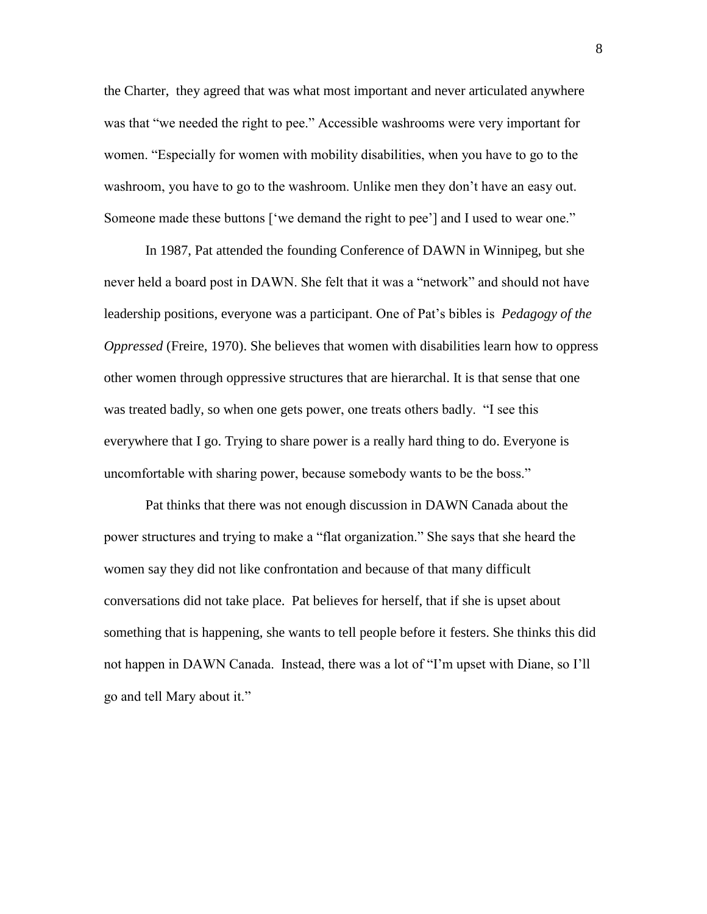the Charter, they agreed that was what most important and never articulated anywhere was that "we needed the right to pee." Accessible washrooms were very important for women. "Especially for women with mobility disabilities, when you have to go to the washroom, you have to go to the washroom. Unlike men they don't have an easy out. Someone made these buttons ['we demand the right to pee'] and I used to wear one."

In 1987, Pat attended the founding Conference of DAWN in Winnipeg, but she never held a board post in DAWN. She felt that it was a "network" and should not have leadership positions, everyone was a participant. One of Pat's bibles is *Pedagogy of the Oppressed* (Freire, 1970). She believes that women with disabilities learn how to oppress other women through oppressive structures that are hierarchal. It is that sense that one was treated badly, so when one gets power, one treats others badly. "I see this everywhere that I go. Trying to share power is a really hard thing to do. Everyone is uncomfortable with sharing power, because somebody wants to be the boss."

Pat thinks that there was not enough discussion in DAWN Canada about the power structures and trying to make a "flat organization." She says that she heard the women say they did not like confrontation and because of that many difficult conversations did not take place. Pat believes for herself, that if she is upset about something that is happening, she wants to tell people before it festers. She thinks this did not happen in DAWN Canada. Instead, there was a lot of "I'm upset with Diane, so I'll go and tell Mary about it."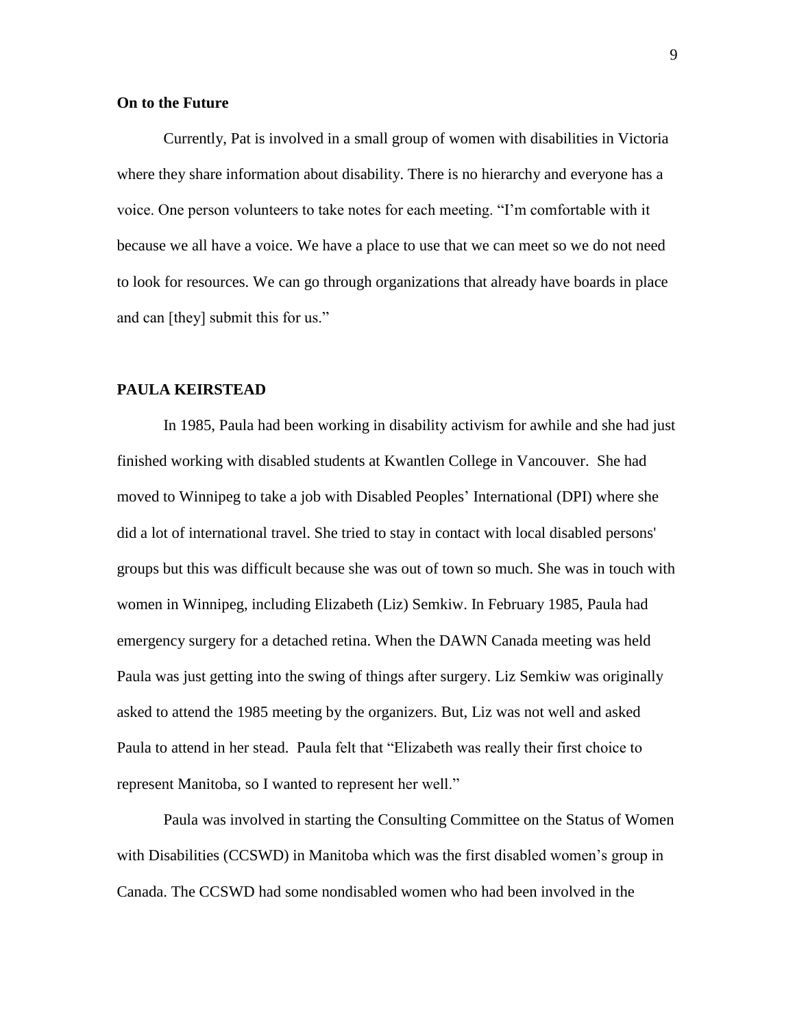**On to the Future**

Currently, Pat is involved in a small group of women with disabilities in Victoria where they share information about disability. There is no hierarchy and everyone has a voice. One person volunteers to take notes for each meeting. "I'm comfortable with it because we all have a voice. We have a place to use that we can meet so we do not need to look for resources. We can go through organizations that already have boards in place and can [they] submit this for us."

**PAULA KEIRSTEAD**

In 1985, Paula had been working in disability activism for awhile and she had just finished working with disabled students at Kwantlen College in Vancouver. She had moved to Winnipeg to take a job with Disabled Peoples' International (DPI) where she did a lot of international travel. She tried to stay in contact with local disabled persons' groups but this was difficult because she was out of town so much. She was in touch with women in Winnipeg, including Elizabeth (Liz) Semkiw. In February 1985, Paula had emergency surgery for a detached retina. When the DAWN Canada meeting was held Paula was just getting into the swing of things after surgery. Liz Semkiw was originally asked to attend the 1985 meeting by the organizers. But, Liz was not well and asked Paula to attend in her stead. Paula felt that "Elizabeth was really their first choice to represent Manitoba, so I wanted to represent her well."

Paula was involved in starting the Consulting Committee on the Status of Women with Disabilities (CCSWD) in Manitoba which was the first disabled women's group in Canada. The CCSWD had some nondisabled women who had been involved in the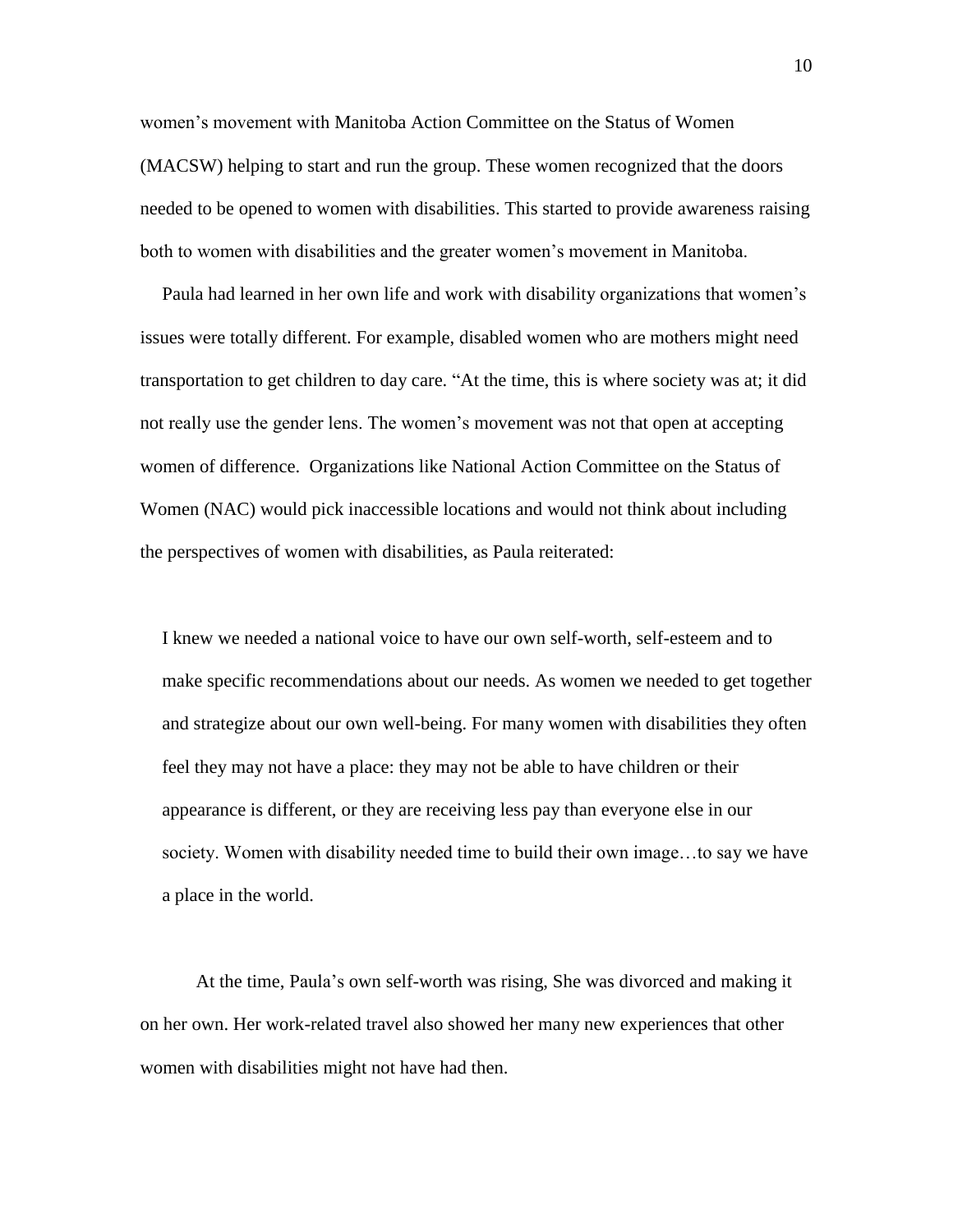women's movement with Manitoba Action Committee on the Status of Women (MACSW) helping to start and run the group. These women recognized that the doors needed to be opened to women with disabilities. This started to provide awareness raising both to women with disabilities and the greater women's movement in Manitoba.

Paula had learned in her own life and work with disability organizations that women's issues were totally different. For example, disabled women who are mothers might need transportation to get children to day care. "At the time, this is where society was at; it did not really use the gender lens. The women's movement was not that open at accepting women of difference.  Organizations like National Action Committee on the Status of Women (NAC) would pick inaccessible locations and would not think about including the perspectives of women with disabilities, as Paula reiterated:

> I knew we needed a national voice to have our own self-worth, self-esteem and to make specific recommendations about our needs. As women we needed to get together and strategize about our own well-being. For many women with disabilities they often feel they may not have a place: they may not be able to have children or their appearance is different, or they are receiving less pay than everyone else in our society. Women with disability needed time to build their own image…to say we have a place in the world.

At the time, Paula's own self-worth was rising, She was divorced and making it on her own. Her work-related travel also showed her many new experiences that other women with disabilities might not have had then.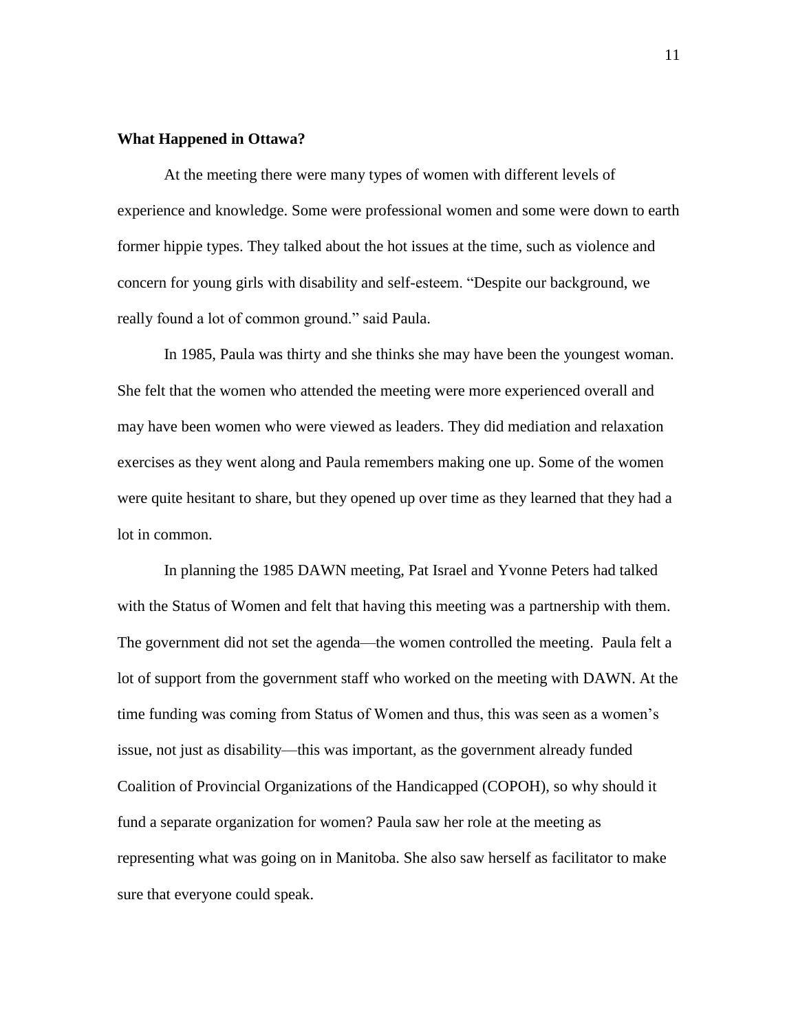**What Happened in Ottawa?**

At the meeting there were many types of women with different levels of experience and knowledge. Some were professional women and some were down to earth former hippie types. They talked about the hot issues at the time, such as violence and concern for young girls with disability and self-esteem. "Despite our background, we really found a lot of common ground." said Paula.

In 1985, Paula was thirty and she thinks she may have been the youngest woman. She felt that the women who attended the meeting were more experienced overall and may have been women who were viewed as leaders. They did mediation and relaxation exercises as they went along and Paula remembers making one up. Some of the women were quite hesitant to share, but they opened up over time as they learned that they had a lot in common.

In planning the 1985 DAWN meeting, Pat Israel and Yvonne Peters had talked with the Status of Women and felt that having this meeting was a partnership with them. The government did not set the agenda—the women controlled the meeting. Paula felt a lot of support from the government staff who worked on the meeting with DAWN. At the time funding was coming from Status of Women and thus, this was seen as a women's issue, not just as disability—this was important, as the government already funded Coalition of Provincial Organizations of the Handicapped (COPOH), so why should it fund a separate organization for women? Paula saw her role at the meeting as representing what was going on in Manitoba. She also saw herself as facilitator to make sure that everyone could speak.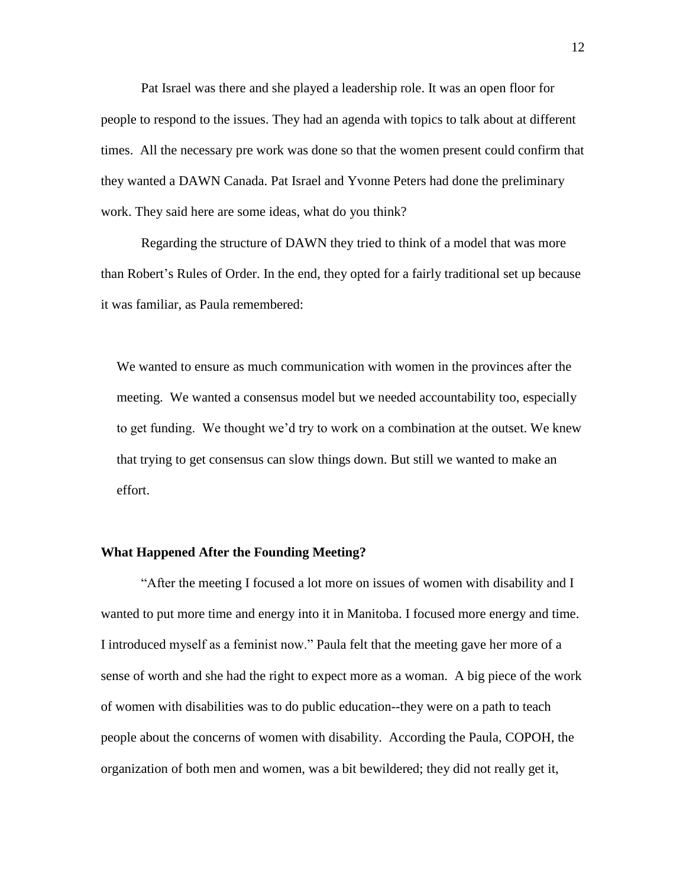Pat Israel was there and she played a leadership role. It was an open floor for people to respond to the issues. They had an agenda with topics to talk about at different times. All the necessary pre work was done so that the women present could confirm that they wanted a DAWN Canada. Pat Israel and Yvonne Peters had done the preliminary work. They said here are some ideas, what do you think?

Regarding the structure of DAWN they tried to think of a model that was more than Robert's Rules of Order. In the end, they opted for a fairly traditional set up because it was familiar, as Paula remembered:

> We wanted to ensure as much communication with women in the provinces after the meeting. We wanted a consensus model but we needed accountability too, especially to get funding. We thought we'd try to work on a combination at the outset. We knew that trying to get consensus can slow things down. But still we wanted to make an effort.

**What Happened After the Founding Meeting?**

"After the meeting I focused a lot more on issues of women with disability and I wanted to put more time and energy into it in Manitoba. I focused more energy and time. I introduced myself as a feminist now." Paula felt that the meeting gave her more of a sense of worth and she had the right to expect more as a woman. A big piece of the work of women with disabilities was to do public education--they were on a path to teach people about the concerns of women with disability. According the Paula, COPOH, the organization of both men and women, was a bit bewildered; they did not really get it,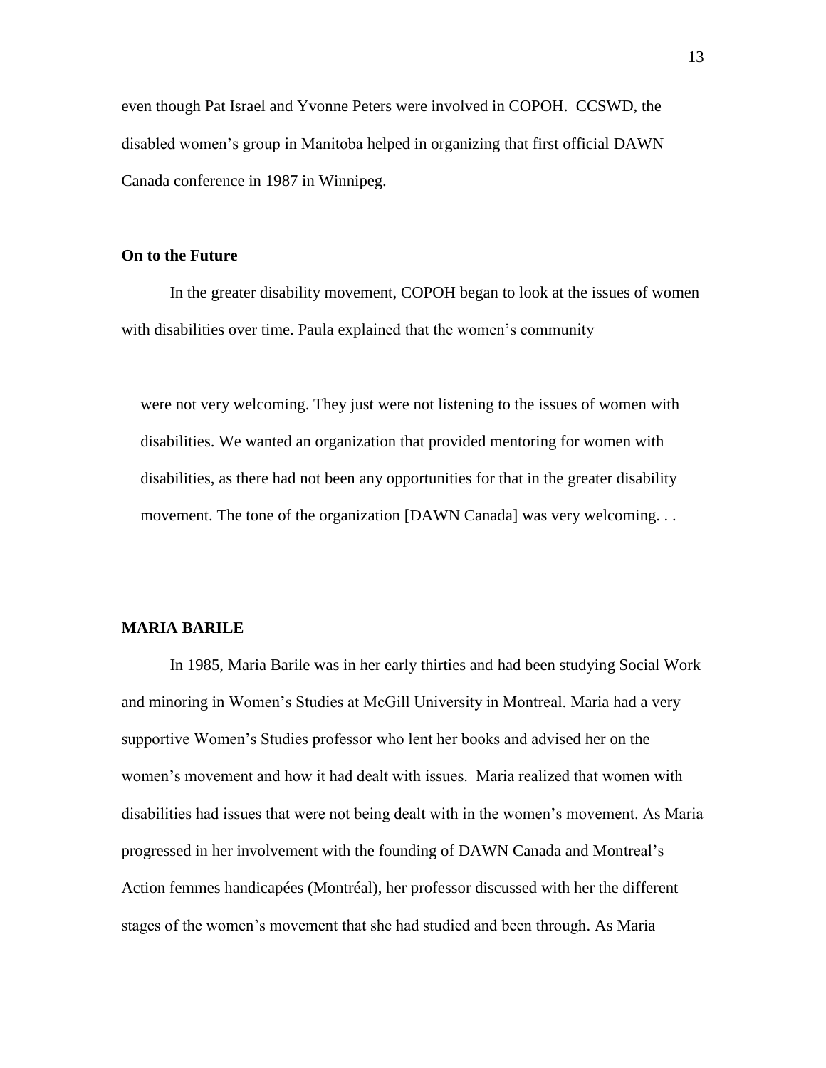even though Pat Israel and Yvonne Peters were involved in COPOH. CCSWD, the disabled women's group in Manitoba helped in organizing that first official DAWN Canada conference in 1987 in Winnipeg.

### On to the Future

In the greater disability movement, COPOH began to look at the issues of women with disabilities over time. Paula explained that the women's community

> were not very welcoming. They just were not listening to the issues of women with disabilities. We wanted an organization that provided mentoring for women with disabilities, as there had not been any opportunities for that in the greater disability movement. The tone of the organization [DAWN Canada] was very welcoming. . .

## MARIA BARILE

In 1985, Maria Barile was in her early thirties and had been studying Social Work and minoring in Women's Studies at McGill University in Montreal. Maria had a very supportive Women's Studies professor who lent her books and advised her on the women's movement and how it had dealt with issues. Maria realized that women with disabilities had issues that were not being dealt with in the women's movement. As Maria progressed in her involvement with the founding of DAWN Canada and Montreal's Action femmes handicapées (Montréal), her professor discussed with her the different stages of the women's movement that she had studied and been through. As Maria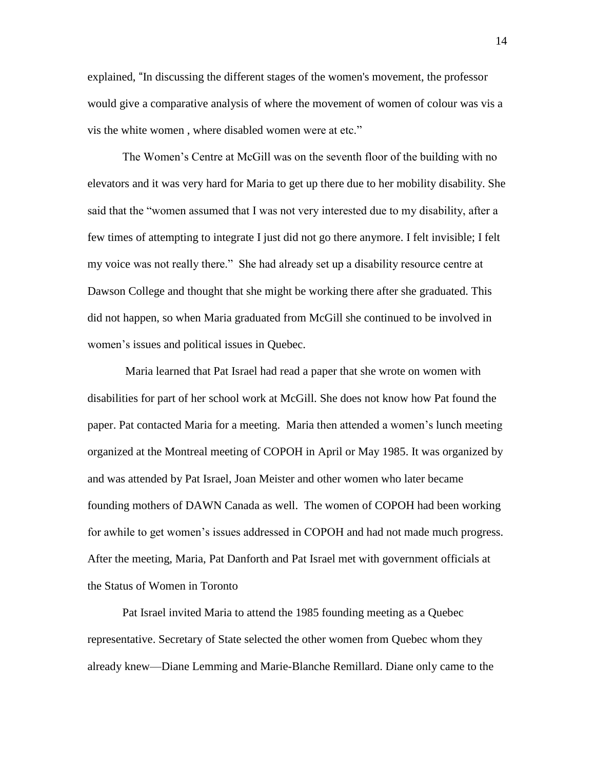explained, "In discussing the different stages of the women's movement, the professor would give a comparative analysis of where the movement of women of colour was vis a vis the white women , where disabled women were at etc."

The Women's Centre at McGill was on the seventh floor of the building with no elevators and it was very hard for Maria to get up there due to her mobility disability. She said that the "women assumed that I was not very interested due to my disability, after a few times of attempting to integrate I just did not go there anymore. I felt invisible; I felt my voice was not really there." She had already set up a disability resource centre at Dawson College and thought that she might be working there after she graduated. This did not happen, so when Maria graduated from McGill she continued to be involved in women's issues and political issues in Quebec.

Maria learned that Pat Israel had read a paper that she wrote on women with disabilities for part of her school work at McGill. She does not know how Pat found the paper. Pat contacted Maria for a meeting. Maria then attended a women's lunch meeting organized at the Montreal meeting of COPOH in April or May 1985. It was organized by and was attended by Pat Israel, Joan Meister and other women who later became founding mothers of DAWN Canada as well. The women of COPOH had been working for awhile to get women's issues addressed in COPOH and had not made much progress. After the meeting, Maria, Pat Danforth and Pat Israel met with government officials at the Status of Women in Toronto

Pat Israel invited Maria to attend the 1985 founding meeting as a Quebec representative. Secretary of State selected the other women from Quebec whom they already knew—Diane Lemming and Marie-Blanche Remillard. Diane only came to the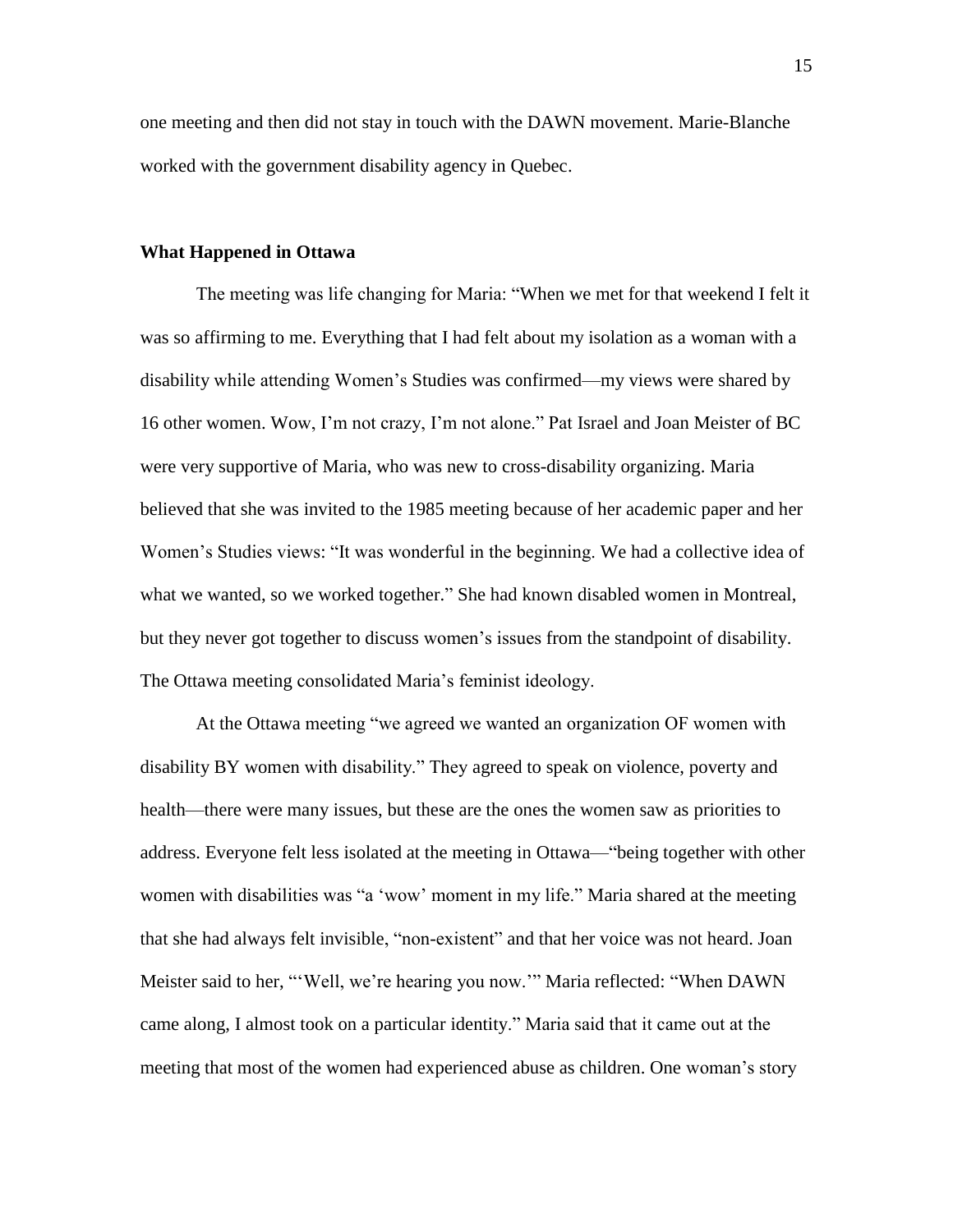one meeting and then did not stay in touch with the DAWN movement. Marie-Blanche worked with the government disability agency in Quebec.

### What Happened in Ottawa

The meeting was life changing for Maria: “When we met for that weekend I felt it was so affirming to me. Everything that I had felt about my isolation as a woman with a disability while attending Women’s Studies was confirmed—my views were shared by 16 other women. Wow, I’m not crazy, I’m not alone.” Pat Israel and Joan Meister of BC were very supportive of Maria, who was new to cross-disability organizing. Maria believed that she was invited to the 1985 meeting because of her academic paper and her Women’s Studies views: “It was wonderful in the beginning. We had a collective idea of what we wanted, so we worked together.” She had known disabled women in Montreal, but they never got together to discuss women’s issues from the standpoint of disability. The Ottawa meeting consolidated Maria’s feminist ideology.

At the Ottawa meeting “we agreed we wanted an organization OF women with disability BY women with disability.” They agreed to speak on violence, poverty and health—there were many issues, but these are the ones the women saw as priorities to address. Everyone felt less isolated at the meeting in Ottawa—“being together with other women with disabilities was “a ‘wow’ moment in my life.” Maria shared at the meeting that she had always felt invisible, “non-existent” and that her voice was not heard. Joan Meister said to her, “‘Well, we’re hearing you now.’” Maria reflected: “When DAWN came along, I almost took on a particular identity.” Maria said that it came out at the meeting that most of the women had experienced abuse as children. One woman’s story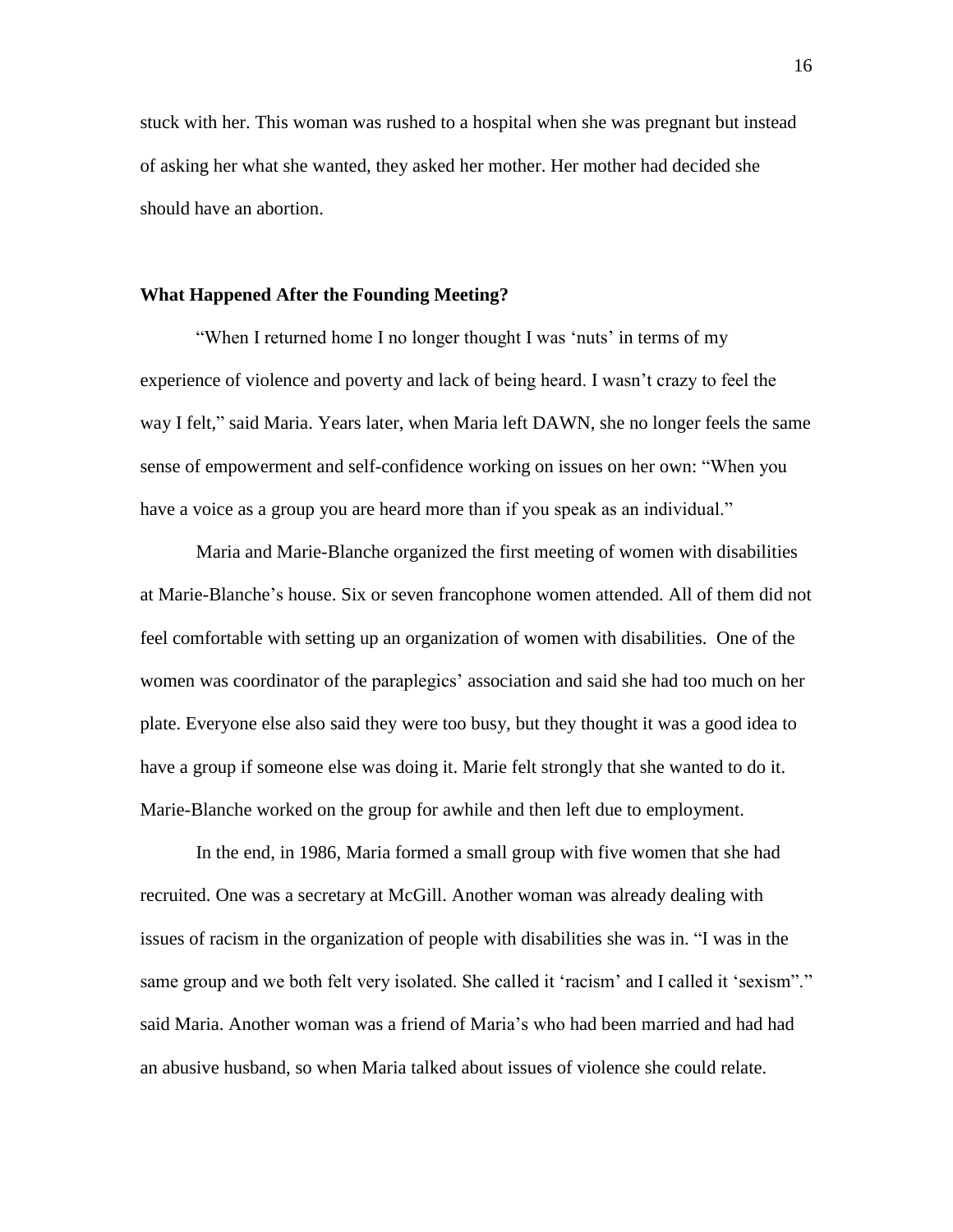stuck with her. This woman was rushed to a hospital when she was pregnant but instead of asking her what she wanted, they asked her mother. Her mother had decided she should have an abortion.

### What Happened After the Founding Meeting?

"When I returned home I no longer thought I was 'nuts' in terms of my experience of violence and poverty and lack of being heard. I wasn't crazy to feel the way I felt," said Maria. Years later, when Maria left DAWN, she no longer feels the same sense of empowerment and self-confidence working on issues on her own: "When you have a voice as a group you are heard more than if you speak as an individual."

Maria and Marie-Blanche organized the first meeting of women with disabilities at Marie-Blanche's house. Six or seven francophone women attended. All of them did not feel comfortable with setting up an organization of women with disabilities. One of the women was coordinator of the paraplegics' association and said she had too much on her plate. Everyone else also said they were too busy, but they thought it was a good idea to have a group if someone else was doing it. Marie felt strongly that she wanted to do it. Marie-Blanche worked on the group for awhile and then left due to employment.

In the end, in 1986, Maria formed a small group with five women that she had recruited. One was a secretary at McGill. Another woman was already dealing with issues of racism in the organization of people with disabilities she was in. "I was in the same group and we both felt very isolated. She called it 'racism' and I called it 'sexism'." said Maria. Another woman was a friend of Maria's who had been married and had had an abusive husband, so when Maria talked about issues of violence she could relate.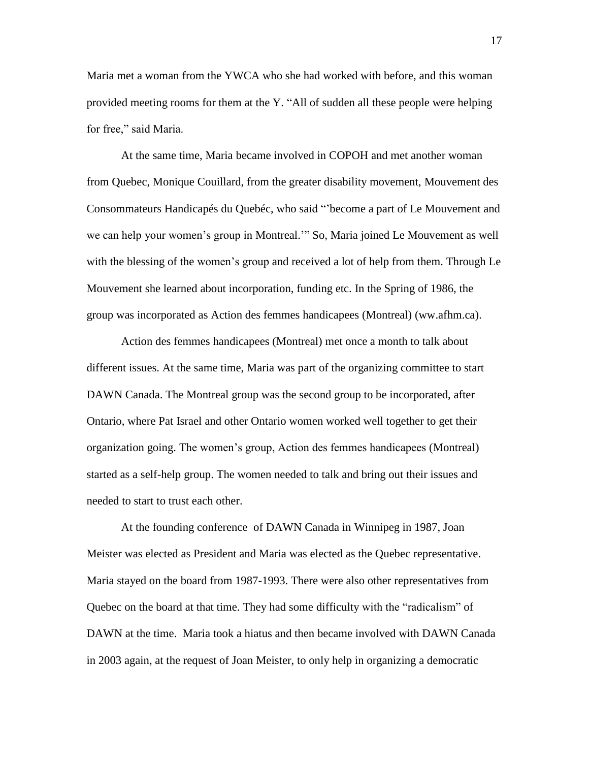Maria met a woman from the YWCA who she had worked with before, and this woman provided meeting rooms for them at the Y. "All of sudden all these people were helping for free," said Maria.

At the same time, Maria became involved in COPOH and met another woman from Quebec, Monique Couillard, from the greater disability movement, Mouvement des Consommateurs Handicapés du Quebéc, who said "'become a part of Le Mouvement and we can help your women's group in Montreal.'" So, Maria joined Le Mouvement as well with the blessing of the women's group and received a lot of help from them. Through Le Mouvement she learned about incorporation, funding etc. In the Spring of 1986, the group was incorporated as Action des femmes handicapees (Montreal) (ww.afhm.ca).

Action des femmes handicapees (Montreal) met once a month to talk about different issues. At the same time, Maria was part of the organizing committee to start DAWN Canada. The Montreal group was the second group to be incorporated, after Ontario, where Pat Israel and other Ontario women worked well together to get their organization going. The women's group, Action des femmes handicapees (Montreal) started as a self-help group. The women needed to talk and bring out their issues and needed to start to trust each other.

At the founding conference of DAWN Canada in Winnipeg in 1987, Joan Meister was elected as President and Maria was elected as the Quebec representative. Maria stayed on the board from 1987-1993. There were also other representatives from Quebec on the board at that time. They had some difficulty with the "radicalism" of DAWN at the time. Maria took a hiatus and then became involved with DAWN Canada in 2003 again, at the request of Joan Meister, to only help in organizing a democratic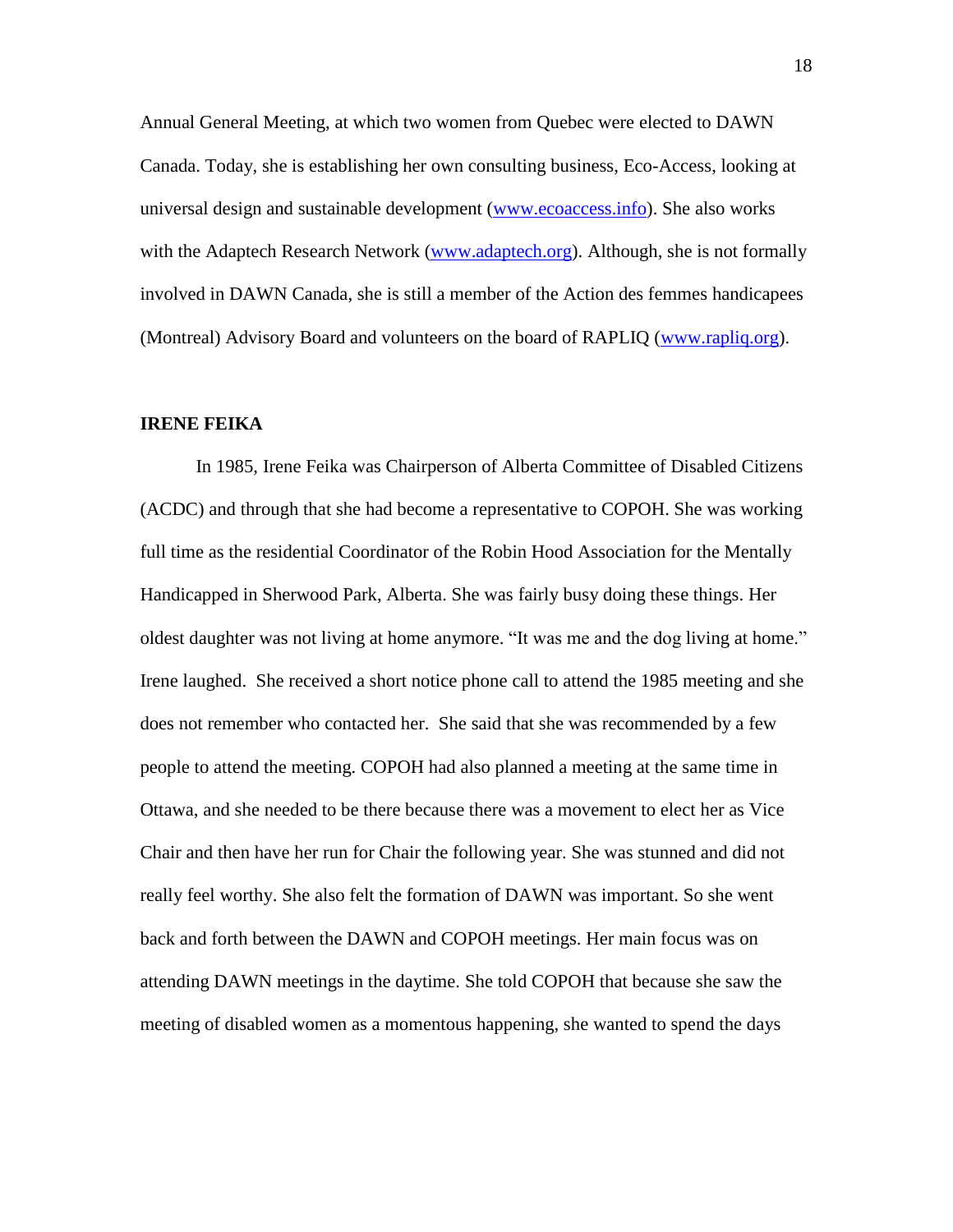Annual General Meeting, at which two women from Quebec were elected to DAWN Canada. Today, she is establishing her own consulting business, Eco-Access, looking at universal design and sustainable development ([www.ecoaccess.info](http://www.ecoaccess.info)). She also works with the Adaptech Research Network ([www.adaptech.org](http://www.adaptech.org)). Although, she is not formally involved in DAWN Canada, she is still a member of the Action des femmes handicapees (Montreal) Advisory Board and volunteers on the board of RAPLIQ ([www.rapliq.org](http://www.rapliq.org)).

**IRENE FEIKA**

In 1985, Irene Feika was Chairperson of Alberta Committee of Disabled Citizens (ACDC) and through that she had become a representative to COPOH. She was working full time as the residential Coordinator of the Robin Hood Association for the Mentally Handicapped in Sherwood Park, Alberta. She was fairly busy doing these things. Her oldest daughter was not living at home anymore. "It was me and the dog living at home." Irene laughed. She received a short notice phone call to attend the 1985 meeting and she does not remember who contacted her. She said that she was recommended by a few people to attend the meeting. COPOH had also planned a meeting at the same time in Ottawa, and she needed to be there because there was a movement to elect her as Vice Chair and then have her run for Chair the following year. She was stunned and did not really feel worthy. She also felt the formation of DAWN was important. So she went back and forth between the DAWN and COPOH meetings. Her main focus was on attending DAWN meetings in the daytime. She told COPOH that because she saw the meeting of disabled women as a momentous happening, she wanted to spend the days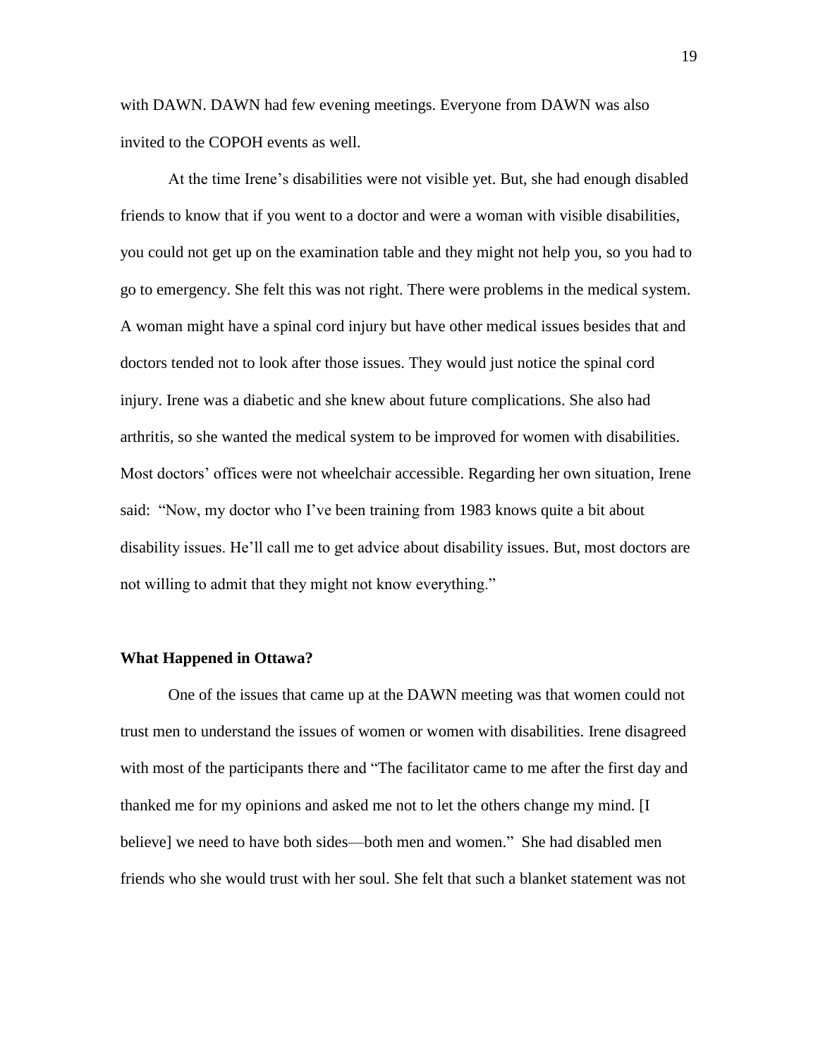with DAWN. DAWN had few evening meetings. Everyone from DAWN was also invited to the COPOH events as well.

At the time Irene's disabilities were not visible yet. But, she had enough disabled friends to know that if you went to a doctor and were a woman with visible disabilities, you could not get up on the examination table and they might not help you, so you had to go to emergency. She felt this was not right. There were problems in the medical system. A woman might have a spinal cord injury but have other medical issues besides that and doctors tended not to look after those issues. They would just notice the spinal cord injury. Irene was a diabetic and she knew about future complications. She also had arthritis, so she wanted the medical system to be improved for women with disabilities. Most doctors' offices were not wheelchair accessible. Regarding her own situation, Irene said: "Now, my doctor who I've been training from 1983 knows quite a bit about disability issues. He'll call me to get advice about disability issues. But, most doctors are not willing to admit that they might not know everything."

### What Happened in Ottawa?

One of the issues that came up at the DAWN meeting was that women could not trust men to understand the issues of women or women with disabilities. Irene disagreed with most of the participants there and "The facilitator came to me after the first day and thanked me for my opinions and asked me not to let the others change my mind. [I believe] we need to have both sides—both men and women." She had disabled men friends who she would trust with her soul. She felt that such a blanket statement was not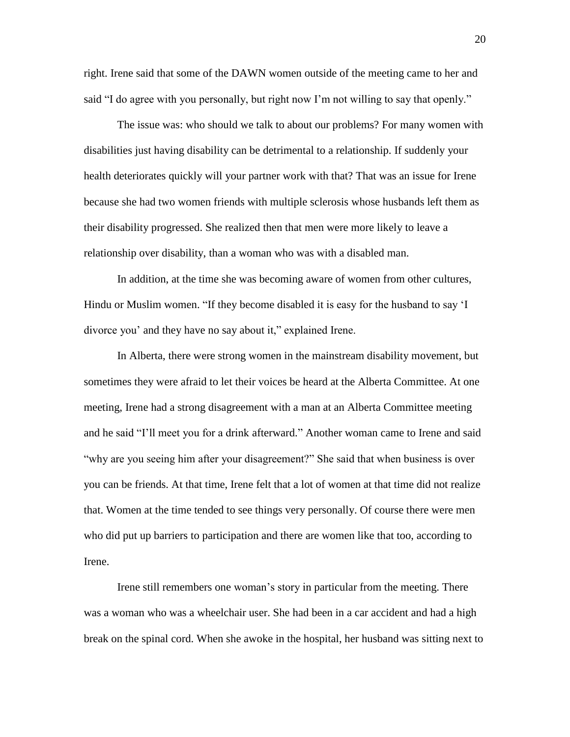right. Irene said that some of the DAWN women outside of the meeting came to her and said "I do agree with you personally, but right now I'm not willing to say that openly."

The issue was: who should we talk to about our problems? For many women with disabilities just having disability can be detrimental to a relationship. If suddenly your health deteriorates quickly will your partner work with that? That was an issue for Irene because she had two women friends with multiple sclerosis whose husbands left them as their disability progressed. She realized then that men were more likely to leave a relationship over disability, than a woman who was with a disabled man.

In addition, at the time she was becoming aware of women from other cultures, Hindu or Muslim women. "If they become disabled it is easy for the husband to say 'I divorce you' and they have no say about it," explained Irene.

In Alberta, there were strong women in the mainstream disability movement, but sometimes they were afraid to let their voices be heard at the Alberta Committee. At one meeting, Irene had a strong disagreement with a man at an Alberta Committee meeting and he said "I'll meet you for a drink afterward." Another woman came to Irene and said "why are you seeing him after your disagreement?" She said that when business is over you can be friends. At that time, Irene felt that a lot of women at that time did not realize that. Women at the time tended to see things very personally. Of course there were men who did put up barriers to participation and there are women like that too, according to Irene.

Irene still remembers one woman's story in particular from the meeting. There was a woman who was a wheelchair user. She had been in a car accident and had a high break on the spinal cord. When she awoke in the hospital, her husband was sitting next to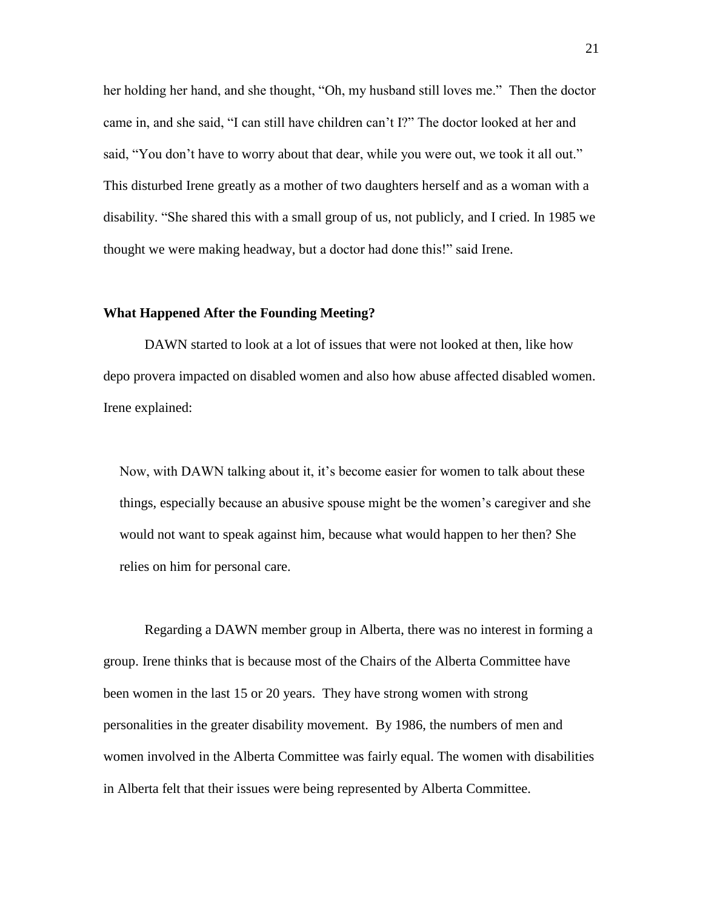her holding her hand, and she thought, "Oh, my husband still loves me." Then the doctor came in, and she said, "I can still have children can't I?" The doctor looked at her and said, "You don't have to worry about that dear, while you were out, we took it all out." This disturbed Irene greatly as a mother of two daughters herself and as a woman with a disability. "She shared this with a small group of us, not publicly, and I cried. In 1985 we thought we were making headway, but a doctor had done this!" said Irene.

**What Happened After the Founding Meeting?**

DAWN started to look at a lot of issues that were not looked at then, like how depo provera impacted on disabled women and also how abuse affected disabled women. Irene explained:

> Now, with DAWN talking about it, it's become easier for women to talk about these things, especially because an abusive spouse might be the women's caregiver and she would not want to speak against him, because what would happen to her then? She relies on him for personal care.

Regarding a DAWN member group in Alberta, there was no interest in forming a group. Irene thinks that is because most of the Chairs of the Alberta Committee have been women in the last 15 or 20 years. They have strong women with strong personalities in the greater disability movement. By 1986, the numbers of men and women involved in the Alberta Committee was fairly equal. The women with disabilities in Alberta felt that their issues were being represented by Alberta Committee.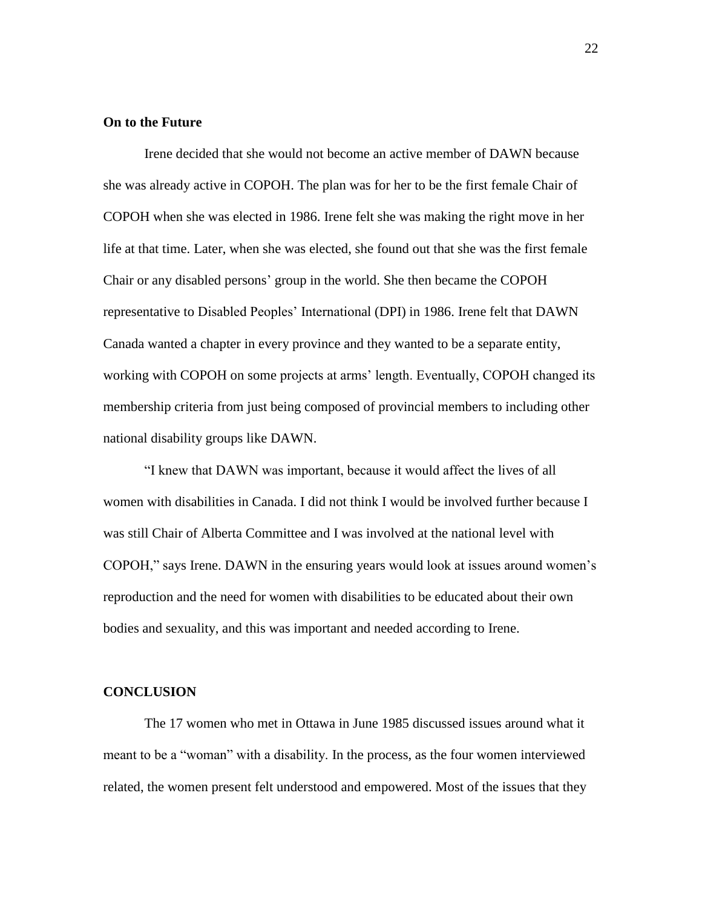**On to the Future**

Irene decided that she would not become an active member of DAWN because she was already active in COPOH. The plan was for her to be the first female Chair of COPOH when she was elected in 1986. Irene felt she was making the right move in her life at that time. Later, when she was elected, she found out that she was the first female Chair or any disabled persons' group in the world. She then became the COPOH representative to Disabled Peoples' International (DPI) in 1986. Irene felt that DAWN Canada wanted a chapter in every province and they wanted to be a separate entity, working with COPOH on some projects at arms' length. Eventually, COPOH changed its membership criteria from just being composed of provincial members to including other national disability groups like DAWN.

"I knew that DAWN was important, because it would affect the lives of all women with disabilities in Canada. I did not think I would be involved further because I was still Chair of Alberta Committee and I was involved at the national level with COPOH," says Irene. DAWN in the ensuring years would look at issues around women's reproduction and the need for women with disabilities to be educated about their own bodies and sexuality, and this was important and needed according to Irene.

**CONCLUSION**

The 17 women who met in Ottawa in June 1985 discussed issues around what it meant to be a "woman" with a disability. In the process, as the four women interviewed related, the women present felt understood and empowered. Most of the issues that they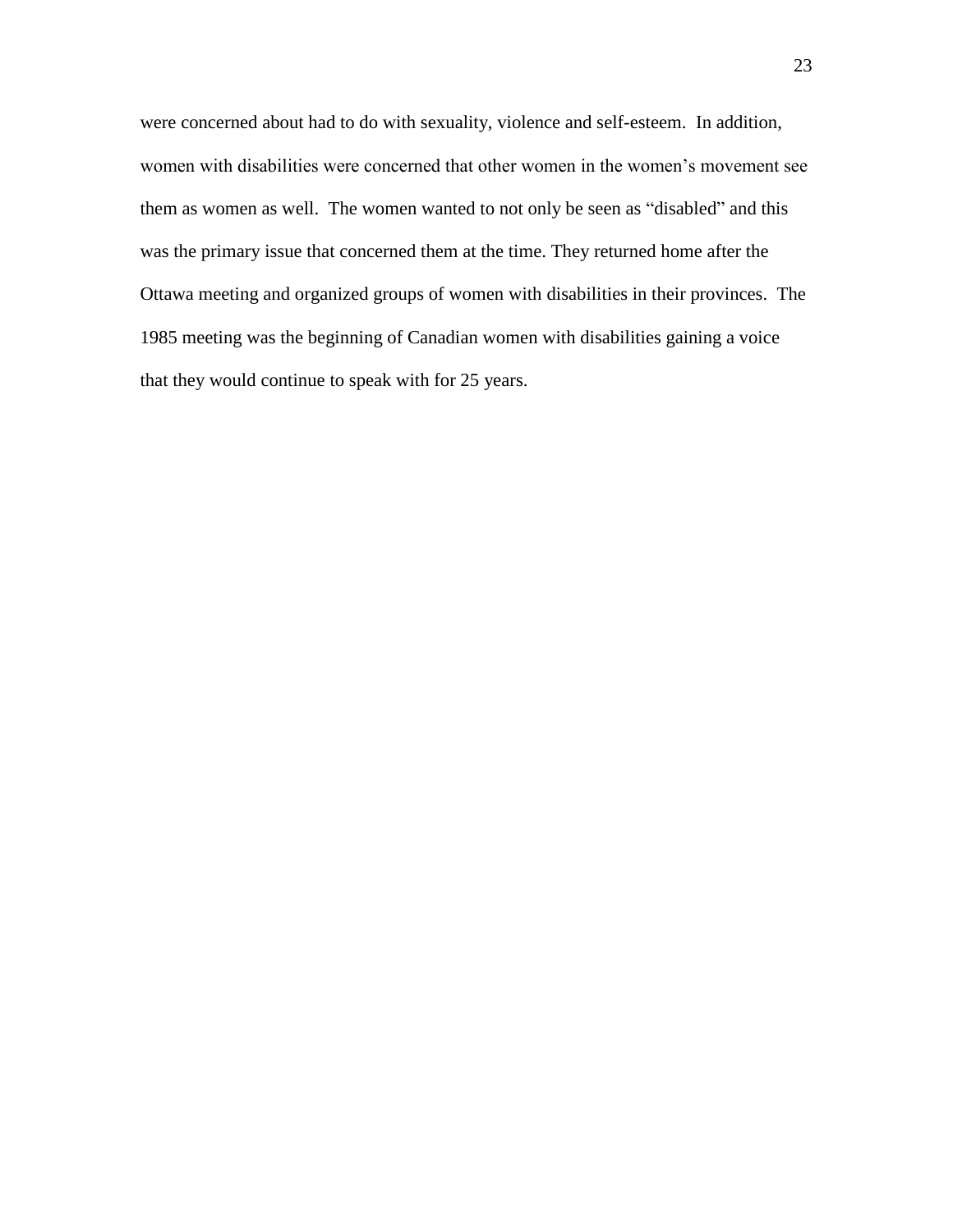were concerned about had to do with sexuality, violence and self-esteem. In addition, women with disabilities were concerned that other women in the women's movement see them as women as well. The women wanted to not only be seen as "disabled" and this was the primary issue that concerned them at the time. They returned home after the Ottawa meeting and organized groups of women with disabilities in their provinces. The 1985 meeting was the beginning of Canadian women with disabilities gaining a voice that they would continue to speak with for 25 years.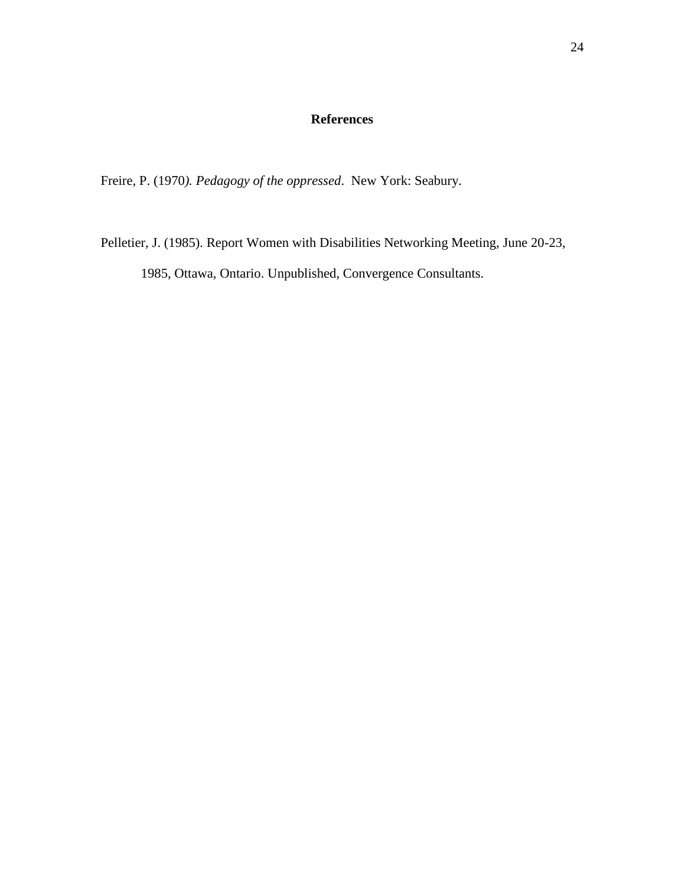# References

Freire, P. (1970). *Pedagogy of the oppressed*. New York: Seabury.

Pelletier, J. (1985). Report Women with Disabilities Networking Meeting, June 20-23, 1985, Ottawa, Ontario. Unpublished, Convergence Consultants.